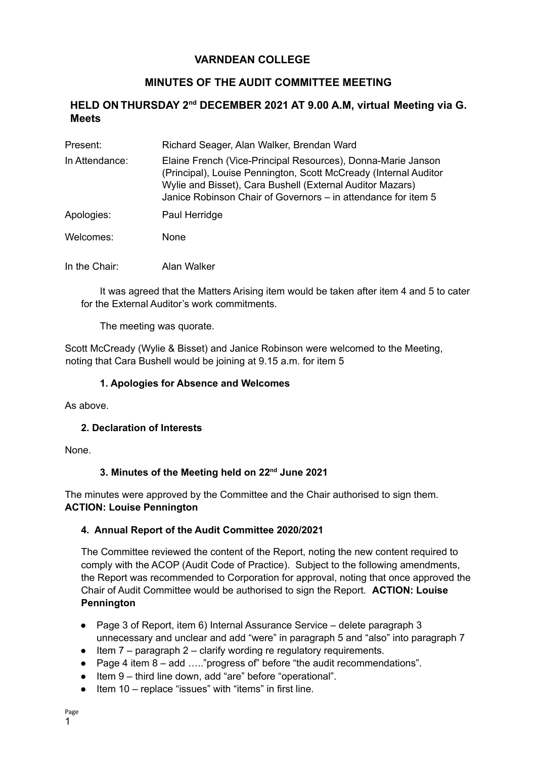# VARNDEAN COLLEGE

## MINUTES OF THE AUDIT COMMITTEE MEETING

### HELD ON THURSDAY 2nd DECEMBER 2021 AT 9.00 A.M, virtual Meeting via G. Meets

| | |
|---|---|
| Present: | Richard Seager, Alan Walker, Brendan Ward |
| In Attendance: | Elaine French (Vice-Principal Resources), Donna-Marie Janson (Principal), Louise Pennington, Scott McCready (Internal Auditor Wylie and Bisset), Cara Bushell (External Auditor Mazars) Janice Robinson Chair of Governors – in attendance for item 5 |
| Apologies: | Paul Herridge |
| Welcomes: | None |
| In the Chair: | Alan Walker |

It was agreed that the Matters Arising item would be taken after item 4 and 5 to cater for the External Auditor's work commitments.

The meeting was quorate.

Scott McCready (Wylie & Bisset) and Janice Robinson were welcomed to the Meeting, noting that Cara Bushell would be joining at 9.15 a.m. for item 5

**1. Apologies for Absence and Welcomes**

As above.

**2. Declaration of Interests**

None.

**3. Minutes of the Meeting held on 22nd June 2021**

The minutes were approved by the Committee and the Chair authorised to sign them.
**ACTION: Louise Pennington**

**4. Annual Report of the Audit Committee 2020/2021**

The Committee reviewed the content of the Report, noting the new content required to comply with the ACOP (Audit Code of Practice). Subject to the following amendments, the Report was recommended to Corporation for approval, noting that once approved the Chair of Audit Committee would be authorised to sign the Report. **ACTION: Louise Pennington**

- Page 3 of Report, item 6) Internal Assurance Service – delete paragraph 3 unnecessary and unclear and add "were" in paragraph 5 and "also" into paragraph 7
- Item 7 – paragraph 2 – clarify wording re regulatory requirements.
- Page 4 item 8 – add ….."progress of" before "the audit recommendations".
- Item 9 – third line down, add "are" before "operational".
- Item 10 – replace "issues" with "items" in first line.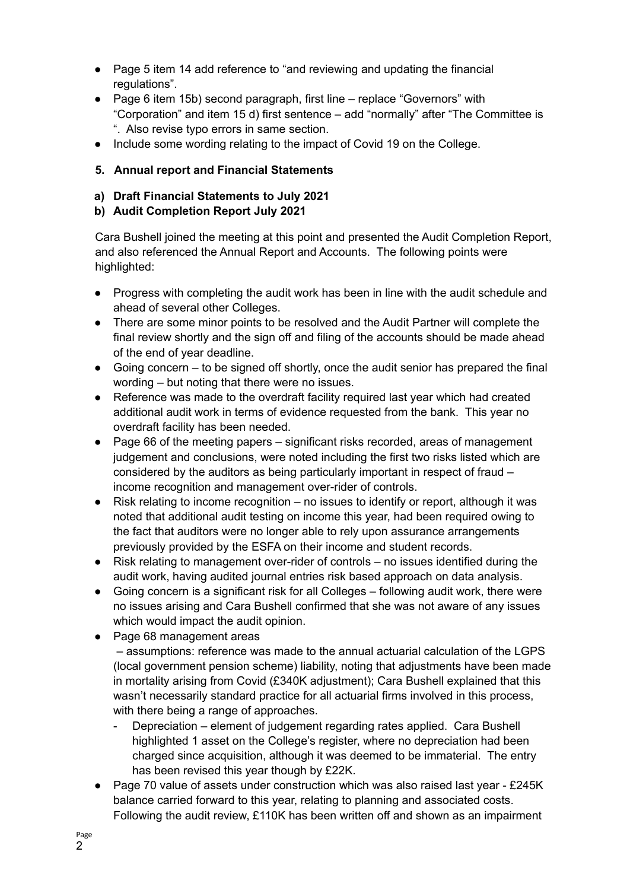- Page 5 item 14 add reference to "and reviewing and updating the financial regulations".
- Page 6 item 15b) second paragraph, first line – replace "Governors" with "Corporation" and item 15 d) first sentence – add "normally" after "The Committee is ". Also revise typo errors in same section.
- Include some wording relating to the impact of Covid 19 on the College.

## 5. Annual report and Financial Statements

### a) Draft Financial Statements to July 2021
### b) Audit Completion Report July 2021

Cara Bushell joined the meeting at this point and presented the Audit Completion Report, and also referenced the Annual Report and Accounts. The following points were highlighted:

- Progress with completing the audit work has been in line with the audit schedule and ahead of several other Colleges.
- There are some minor points to be resolved and the Audit Partner will complete the final review shortly and the sign off and filing of the accounts should be made ahead of the end of year deadline.
- Going concern – to be signed off shortly, once the audit senior has prepared the final wording – but noting that there were no issues.
- Reference was made to the overdraft facility required last year which had created additional audit work in terms of evidence requested from the bank. This year no overdraft facility has been needed.
- Page 66 of the meeting papers – significant risks recorded, areas of management judgement and conclusions, were noted including the first two risks listed which are considered by the auditors as being particularly important in respect of fraud – income recognition and management over-rider of controls.
- Risk relating to income recognition – no issues to identify or report, although it was noted that additional audit testing on income this year, had been required owing to the fact that auditors were no longer able to rely upon assurance arrangements previously provided by the ESFA on their income and student records.
- Risk relating to management over-rider of controls – no issues identified during the audit work, having audited journal entries risk based approach on data analysis.
- Going concern is a significant risk for all Colleges – following audit work, there were no issues arising and Cara Bushell confirmed that she was not aware of any issues which would impact the audit opinion.
- Page 68 management areas
  – assumptions: reference was made to the annual actuarial calculation of the LGPS (local government pension scheme) liability, noting that adjustments have been made in mortality arising from Covid (£340K adjustment); Cara Bushell explained that this wasn't necessarily standard practice for all actuarial firms involved in this process, with there being a range of approaches.
    - Depreciation – element of judgement regarding rates applied. Cara Bushell highlighted 1 asset on the College's register, where no depreciation had been charged since acquisition, although it was deemed to be immaterial. The entry has been revised this year though by £22K.
- Page 70 value of assets under construction which was also raised last year - £245K balance carried forward to this year, relating to planning and associated costs. Following the audit review, £110K has been written off and shown as an impairment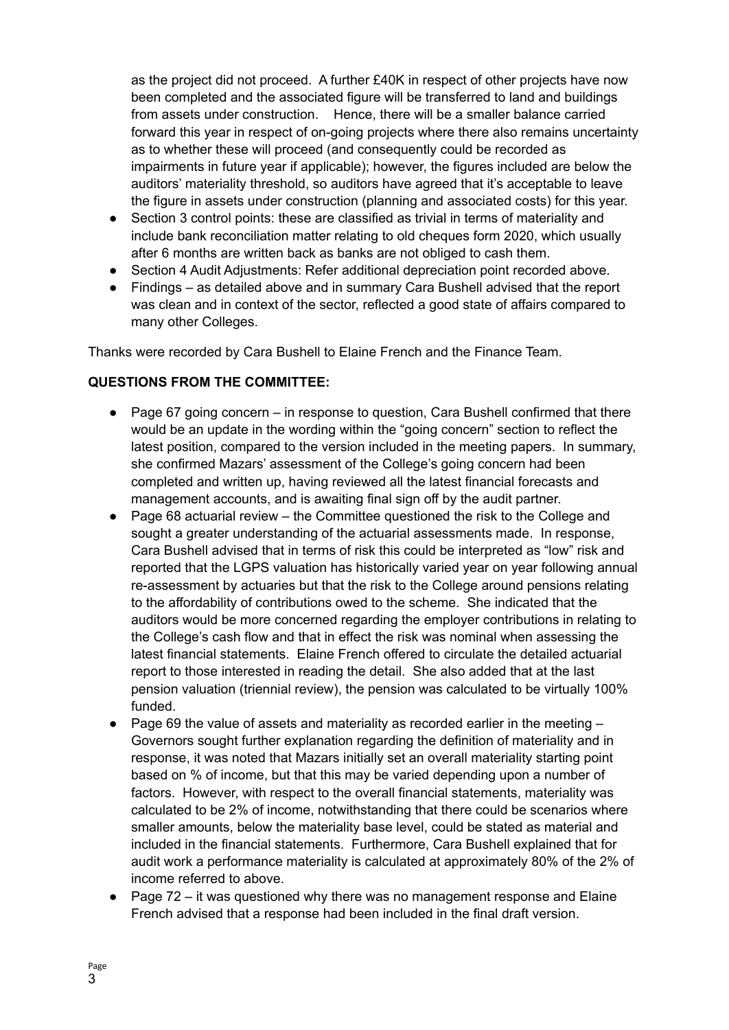as the project did not proceed. A further £40K in respect of other projects have now been completed and the associated figure will be transferred to land and buildings from assets under construction. Hence, there will be a smaller balance carried forward this year in respect of on-going projects where there also remains uncertainty as to whether these will proceed (and consequently could be recorded as impairments in future year if applicable); however, the figures included are below the auditors' materiality threshold, so auditors have agreed that it's acceptable to leave the figure in assets under construction (planning and associated costs) for this year.

- Section 3 control points: these are classified as trivial in terms of materiality and include bank reconciliation matter relating to old cheques form 2020, which usually after 6 months are written back as banks are not obliged to cash them.
- Section 4 Audit Adjustments: Refer additional depreciation point recorded above.
- Findings – as detailed above and in summary Cara Bushell advised that the report was clean and in context of the sector, reflected a good state of affairs compared to many other Colleges.

Thanks were recorded by Cara Bushell to Elaine French and the Finance Team.

**QUESTIONS FROM THE COMMITTEE:**

- Page 67 going concern – in response to question, Cara Bushell confirmed that there would be an update in the wording within the "going concern" section to reflect the latest position, compared to the version included in the meeting papers. In summary, she confirmed Mazars' assessment of the College's going concern had been completed and written up, having reviewed all the latest financial forecasts and management accounts, and is awaiting final sign off by the audit partner.
- Page 68 actuarial review – the Committee questioned the risk to the College and sought a greater understanding of the actuarial assessments made. In response, Cara Bushell advised that in terms of risk this could be interpreted as "low" risk and reported that the LGPS valuation has historically varied year on year following annual re-assessment by actuaries but that the risk to the College around pensions relating to the affordability of contributions owed to the scheme. She indicated that the auditors would be more concerned regarding the employer contributions in relating to the College's cash flow and that in effect the risk was nominal when assessing the latest financial statements. Elaine French offered to circulate the detailed actuarial report to those interested in reading the detail. She also added that at the last pension valuation (triennial review), the pension was calculated to be virtually 100% funded.
- Page 69 the value of assets and materiality as recorded earlier in the meeting – Governors sought further explanation regarding the definition of materiality and in response, it was noted that Mazars initially set an overall materiality starting point based on % of income, but that this may be varied depending upon a number of factors. However, with respect to the overall financial statements, materiality was calculated to be 2% of income, notwithstanding that there could be scenarios where smaller amounts, below the materiality base level, could be stated as material and included in the financial statements. Furthermore, Cara Bushell explained that for audit work a performance materiality is calculated at approximately 80% of the 2% of income referred to above.
- Page 72 – it was questioned why there was no management response and Elaine French advised that a response had been included in the final draft version.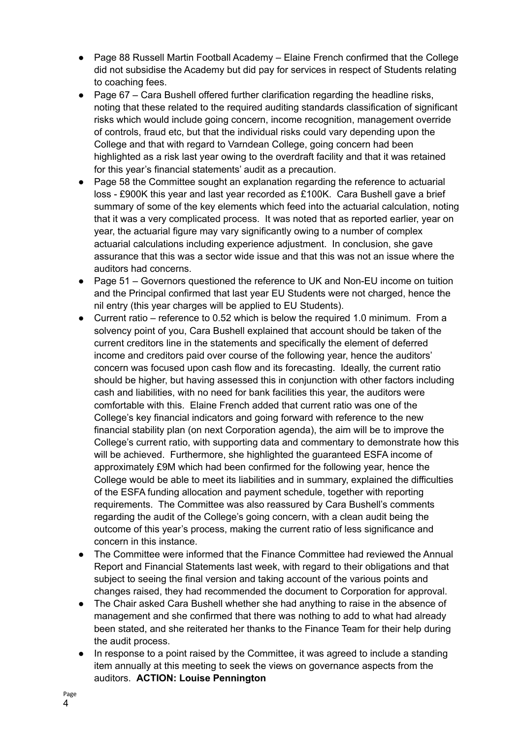- Page 88 Russell Martin Football Academy – Elaine French confirmed that the College did not subsidise the Academy but did pay for services in respect of Students relating to coaching fees.
- Page 67 – Cara Bushell offered further clarification regarding the headline risks, noting that these related to the required auditing standards classification of significant risks which would include going concern, income recognition, management override of controls, fraud etc, but that the individual risks could vary depending upon the College and that with regard to Varndean College, going concern had been highlighted as a risk last year owing to the overdraft facility and that it was retained for this year's financial statements' audit as a precaution.
- Page 58 the Committee sought an explanation regarding the reference to actuarial loss - £900K this year and last year recorded as £100K. Cara Bushell gave a brief summary of some of the key elements which feed into the actuarial calculation, noting that it was a very complicated process. It was noted that as reported earlier, year on year, the actuarial figure may vary significantly owing to a number of complex actuarial calculations including experience adjustment. In conclusion, she gave assurance that this was a sector wide issue and that this was not an issue where the auditors had concerns.
- Page 51 – Governors questioned the reference to UK and Non-EU income on tuition and the Principal confirmed that last year EU Students were not charged, hence the nil entry (this year charges will be applied to EU Students).
- Current ratio – reference to 0.52 which is below the required 1.0 minimum. From a solvency point of you, Cara Bushell explained that account should be taken of the current creditors line in the statements and specifically the element of deferred income and creditors paid over course of the following year, hence the auditors' concern was focused upon cash flow and its forecasting. Ideally, the current ratio should be higher, but having assessed this in conjunction with other factors including cash and liabilities, with no need for bank facilities this year, the auditors were comfortable with this. Elaine French added that current ratio was one of the College's key financial indicators and going forward with reference to the new financial stability plan (on next Corporation agenda), the aim will be to improve the College's current ratio, with supporting data and commentary to demonstrate how this will be achieved. Furthermore, she highlighted the guaranteed ESFA income of approximately £9M which had been confirmed for the following year, hence the College would be able to meet its liabilities and in summary, explained the difficulties of the ESFA funding allocation and payment schedule, together with reporting requirements. The Committee was also reassured by Cara Bushell's comments regarding the audit of the College's going concern, with a clean audit being the outcome of this year's process, making the current ratio of less significance and concern in this instance.
- The Committee were informed that the Finance Committee had reviewed the Annual Report and Financial Statements last week, with regard to their obligations and that subject to seeing the final version and taking account of the various points and changes raised, they had recommended the document to Corporation for approval.
- The Chair asked Cara Bushell whether she had anything to raise in the absence of management and she confirmed that there was nothing to add to what had already been stated, and she reiterated her thanks to the Finance Team for their help during the audit process.
- In response to a point raised by the Committee, it was agreed to include a standing item annually at this meeting to seek the views on governance aspects from the auditors. **ACTION: Louise Pennington**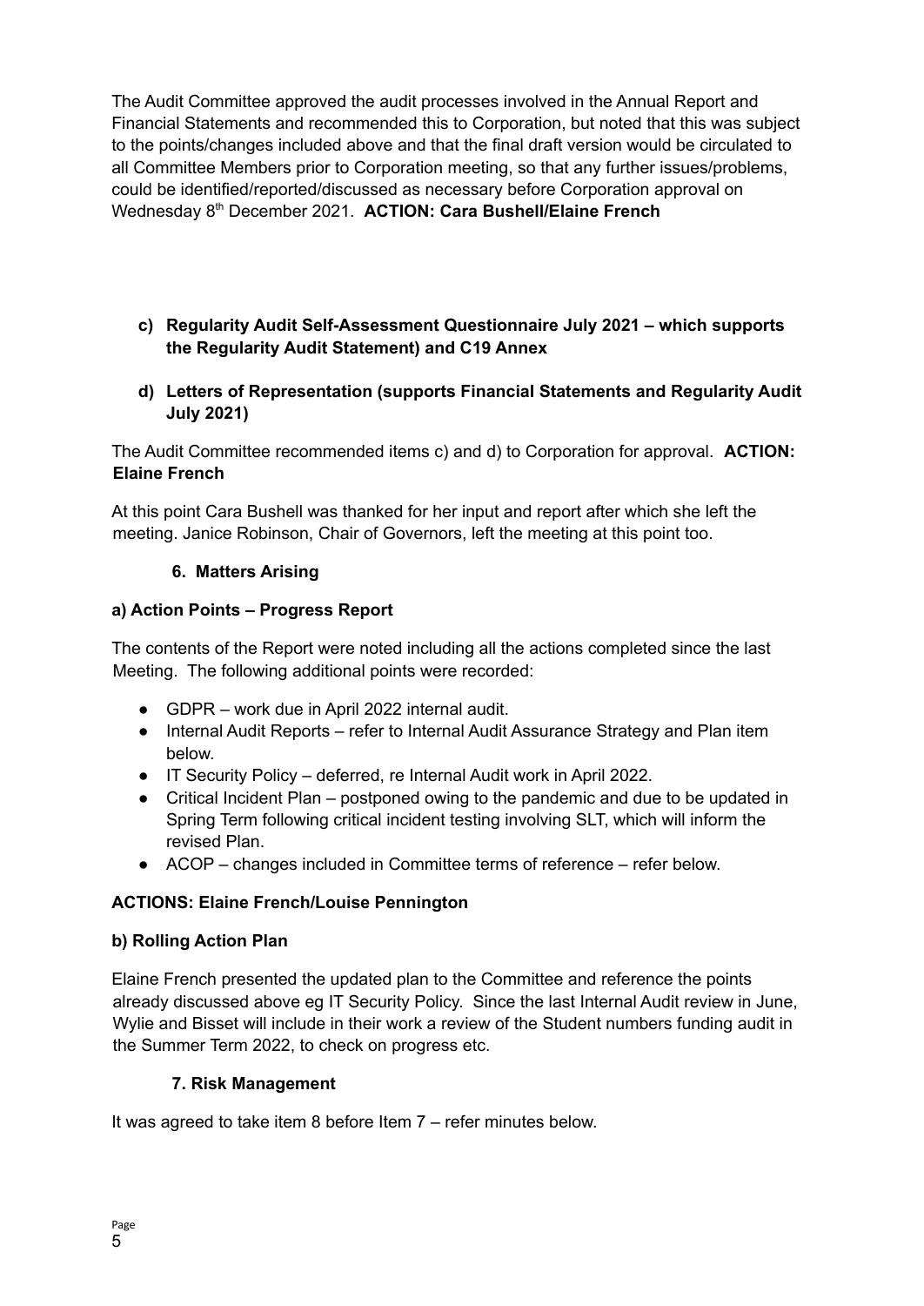The Audit Committee approved the audit processes involved in the Annual Report and Financial Statements and recommended this to Corporation, but noted that this was subject to the points/changes included above and that the final draft version would be circulated to all Committee Members prior to Corporation meeting, so that any further issues/problems, could be identified/reported/discussed as necessary before Corporation approval on Wednesday 8th December 2021. **ACTION: Cara Bushell/Elaine French**

**c) Regularity Audit Self-Assessment Questionnaire July 2021 – which supports the Regularity Audit Statement) and C19 Annex**

**d) Letters of Representation (supports Financial Statements and Regularity Audit July 2021)**

The Audit Committee recommended items c) and d) to Corporation for approval. **ACTION: Elaine French**

At this point Cara Bushell was thanked for her input and report after which she left the meeting. Janice Robinson, Chair of Governors, left the meeting at this point too.

## 6. Matters Arising

### a) Action Points – Progress Report

The contents of the Report were noted including all the actions completed since the last Meeting. The following additional points were recorded:

- GDPR – work due in April 2022 internal audit.
- Internal Audit Reports – refer to Internal Audit Assurance Strategy and Plan item below.
- IT Security Policy – deferred, re Internal Audit work in April 2022.
- Critical Incident Plan – postponed owing to the pandemic and due to be updated in Spring Term following critical incident testing involving SLT, which will inform the revised Plan.
- ACOP – changes included in Committee terms of reference – refer below.

**ACTIONS: Elaine French/Louise Pennington**

### b) Rolling Action Plan

Elaine French presented the updated plan to the Committee and reference the points already discussed above eg IT Security Policy. Since the last Internal Audit review in June, Wylie and Bisset will include in their work a review of the Student numbers funding audit in the Summer Term 2022, to check on progress etc.

## 7. Risk Management

It was agreed to take item 8 before Item 7 – refer minutes below.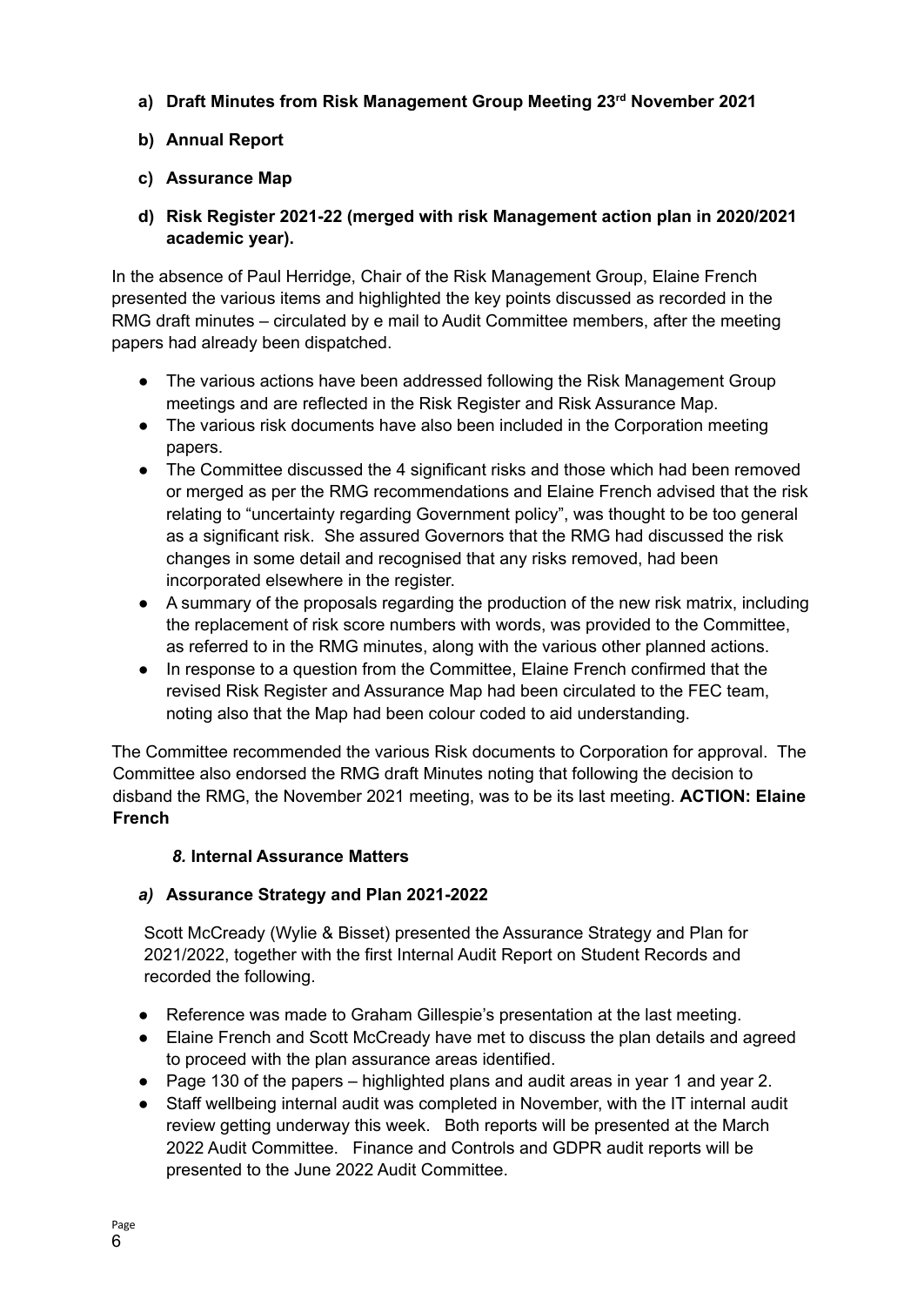**a) Draft Minutes from Risk Management Group Meeting 23rd November 2021**

**b) Annual Report**

**c) Assurance Map**

**d) Risk Register 2021-22 (merged with risk Management action plan in 2020/2021 academic year).**

In the absence of Paul Herridge, Chair of the Risk Management Group, Elaine French presented the various items and highlighted the key points discussed as recorded in the RMG draft minutes – circulated by e mail to Audit Committee members, after the meeting papers had already been dispatched.

- The various actions have been addressed following the Risk Management Group meetings and are reflected in the Risk Register and Risk Assurance Map.
- The various risk documents have also been included in the Corporation meeting papers.
- The Committee discussed the 4 significant risks and those which had been removed or merged as per the RMG recommendations and Elaine French advised that the risk relating to "uncertainty regarding Government policy", was thought to be too general as a significant risk. She assured Governors that the RMG had discussed the risk changes in some detail and recognised that any risks removed, had been incorporated elsewhere in the register.
- A summary of the proposals regarding the production of the new risk matrix, including the replacement of risk score numbers with words, was provided to the Committee, as referred to in the RMG minutes, along with the various other planned actions.
- In response to a question from the Committee, Elaine French confirmed that the revised Risk Register and Assurance Map had been circulated to the FEC team, noting also that the Map had been colour coded to aid understanding.

The Committee recommended the various Risk documents to Corporation for approval. The Committee also endorsed the RMG draft Minutes noting that following the decision to disband the RMG, the November 2021 meeting, was to be its last meeting. **ACTION: Elaine French**

## *8.* Internal Assurance Matters

***a)*** **Assurance Strategy and Plan 2021-2022**

Scott McCready (Wylie & Bisset) presented the Assurance Strategy and Plan for 2021/2022, together with the first Internal Audit Report on Student Records and recorded the following.

- Reference was made to Graham Gillespie's presentation at the last meeting.
- Elaine French and Scott McCready have met to discuss the plan details and agreed to proceed with the plan assurance areas identified.
- Page 130 of the papers – highlighted plans and audit areas in year 1 and year 2.
- Staff wellbeing internal audit was completed in November, with the IT internal audit review getting underway this week. Both reports will be presented at the March 2022 Audit Committee. Finance and Controls and GDPR audit reports will be presented to the June 2022 Audit Committee.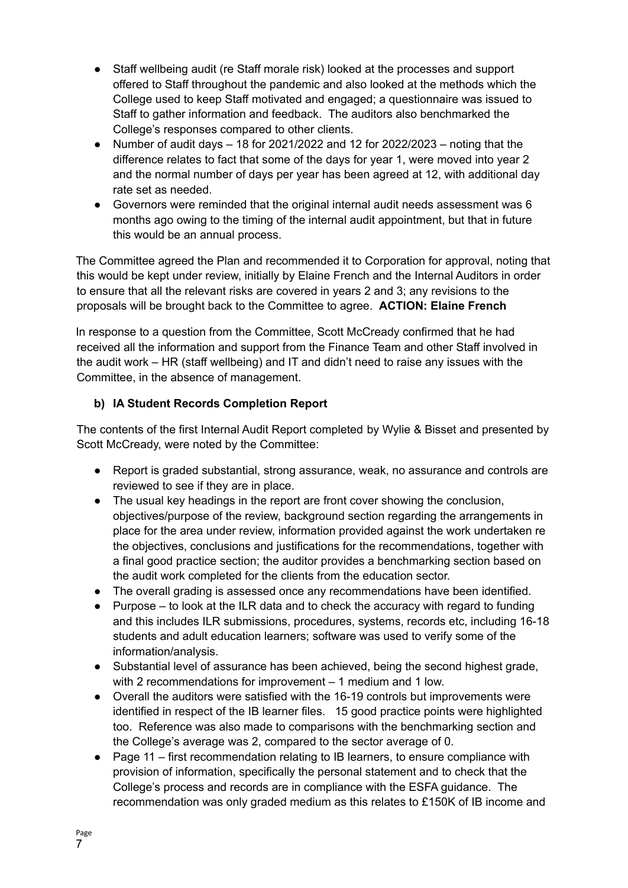- Staff wellbeing audit (re Staff morale risk) looked at the processes and support offered to Staff throughout the pandemic and also looked at the methods which the College used to keep Staff motivated and engaged; a questionnaire was issued to Staff to gather information and feedback. The auditors also benchmarked the College's responses compared to other clients.
- Number of audit days – 18 for 2021/2022 and 12 for 2022/2023 – noting that the difference relates to fact that some of the days for year 1, were moved into year 2 and the normal number of days per year has been agreed at 12, with additional day rate set as needed.
- Governors were reminded that the original internal audit needs assessment was 6 months ago owing to the timing of the internal audit appointment, but that in future this would be an annual process.

The Committee agreed the Plan and recommended it to Corporation for approval, noting that this would be kept under review, initially by Elaine French and the Internal Auditors in order to ensure that all the relevant risks are covered in years 2 and 3; any revisions to the proposals will be brought back to the Committee to agree. **ACTION: Elaine French**

In response to a question from the Committee, Scott McCready confirmed that he had received all the information and support from the Finance Team and other Staff involved in the audit work – HR (staff wellbeing) and IT and didn't need to raise any issues with the Committee, in the absence of management.

**b) IA Student Records Completion Report**

The contents of the first Internal Audit Report completed by Wylie & Bisset and presented by Scott McCready, were noted by the Committee:

- Report is graded substantial, strong assurance, weak, no assurance and controls are reviewed to see if they are in place.
- The usual key headings in the report are front cover showing the conclusion, objectives/purpose of the review, background section regarding the arrangements in place for the area under review, information provided against the work undertaken re the objectives, conclusions and justifications for the recommendations, together with a final good practice section; the auditor provides a benchmarking section based on the audit work completed for the clients from the education sector.
- The overall grading is assessed once any recommendations have been identified.
- Purpose – to look at the ILR data and to check the accuracy with regard to funding and this includes ILR submissions, procedures, systems, records etc, including 16-18 students and adult education learners; software was used to verify some of the information/analysis.
- Substantial level of assurance has been achieved, being the second highest grade, with 2 recommendations for improvement – 1 medium and 1 low.
- Overall the auditors were satisfied with the 16-19 controls but improvements were identified in respect of the IB learner files. 15 good practice points were highlighted too. Reference was also made to comparisons with the benchmarking section and the College's average was 2, compared to the sector average of 0.
- Page 11 – first recommendation relating to IB learners, to ensure compliance with provision of information, specifically the personal statement and to check that the College's process and records are in compliance with the ESFA guidance. The recommendation was only graded medium as this relates to £150K of IB income and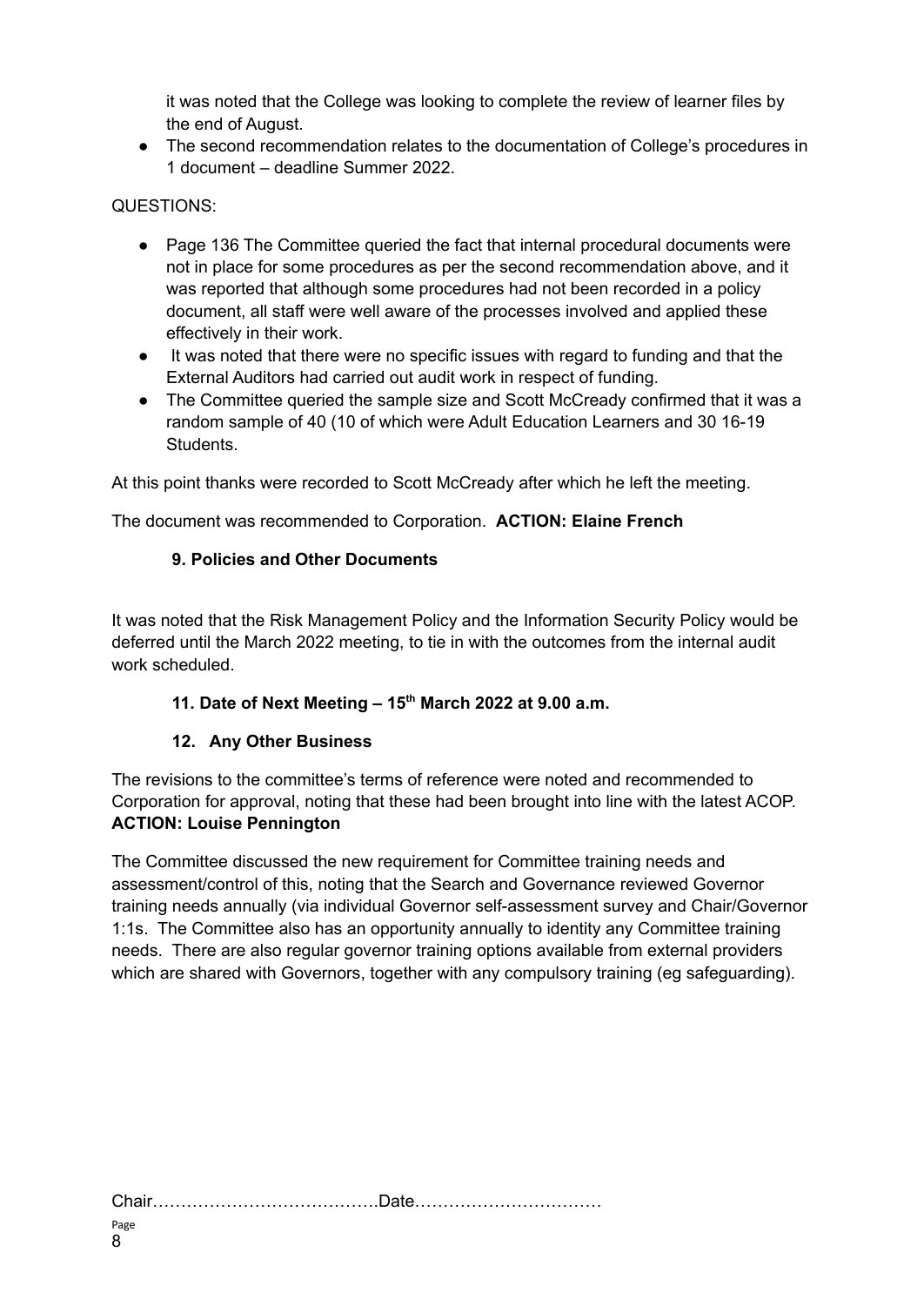it was noted that the College was looking to complete the review of learner files by the end of August.

- The second recommendation relates to the documentation of College's procedures in 1 document – deadline Summer 2022.

QUESTIONS:

- Page 136 The Committee queried the fact that internal procedural documents were not in place for some procedures as per the second recommendation above, and it was reported that although some procedures had not been recorded in a policy document, all staff were well aware of the processes involved and applied these effectively in their work.
- It was noted that there were no specific issues with regard to funding and that the External Auditors had carried out audit work in respect of funding.
- The Committee queried the sample size and Scott McCready confirmed that it was a random sample of 40 (10 of which were Adult Education Learners and 30 16-19 Students.

At this point thanks were recorded to Scott McCready after which he left the meeting.

The document was recommended to Corporation. **ACTION: Elaine French**

### 9. Policies and Other Documents

It was noted that the Risk Management Policy and the Information Security Policy would be deferred until the March 2022 meeting, to tie in with the outcomes from the internal audit work scheduled.

### 11. Date of Next Meeting – 15th March 2022 at 9.00 a.m.

### 12. Any Other Business

The revisions to the committee's terms of reference were noted and recommended to Corporation for approval, noting that these had been brought into line with the latest ACOP. **ACTION: Louise Pennington**

The Committee discussed the new requirement for Committee training needs and assessment/control of this, noting that the Search and Governance reviewed Governor training needs annually (via individual Governor self-assessment survey and Chair/Governor 1:1s. The Committee also has an opportunity annually to identity any Committee training needs. There are also regular governor training options available from external providers which are shared with Governors, together with any compulsory training (eg safeguarding).

Chair………………………………….Date……………………………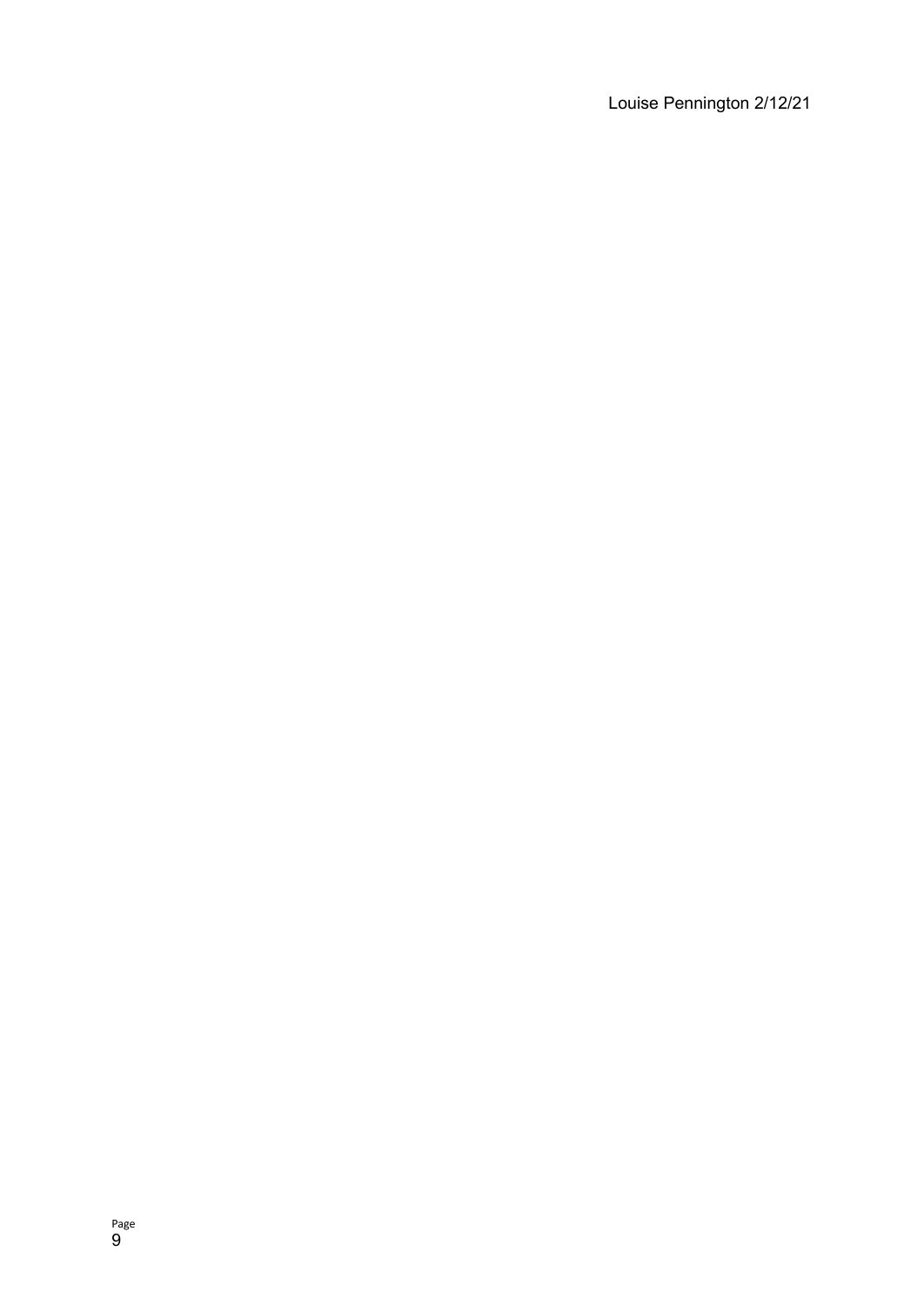Louise Pennington 2/12/21